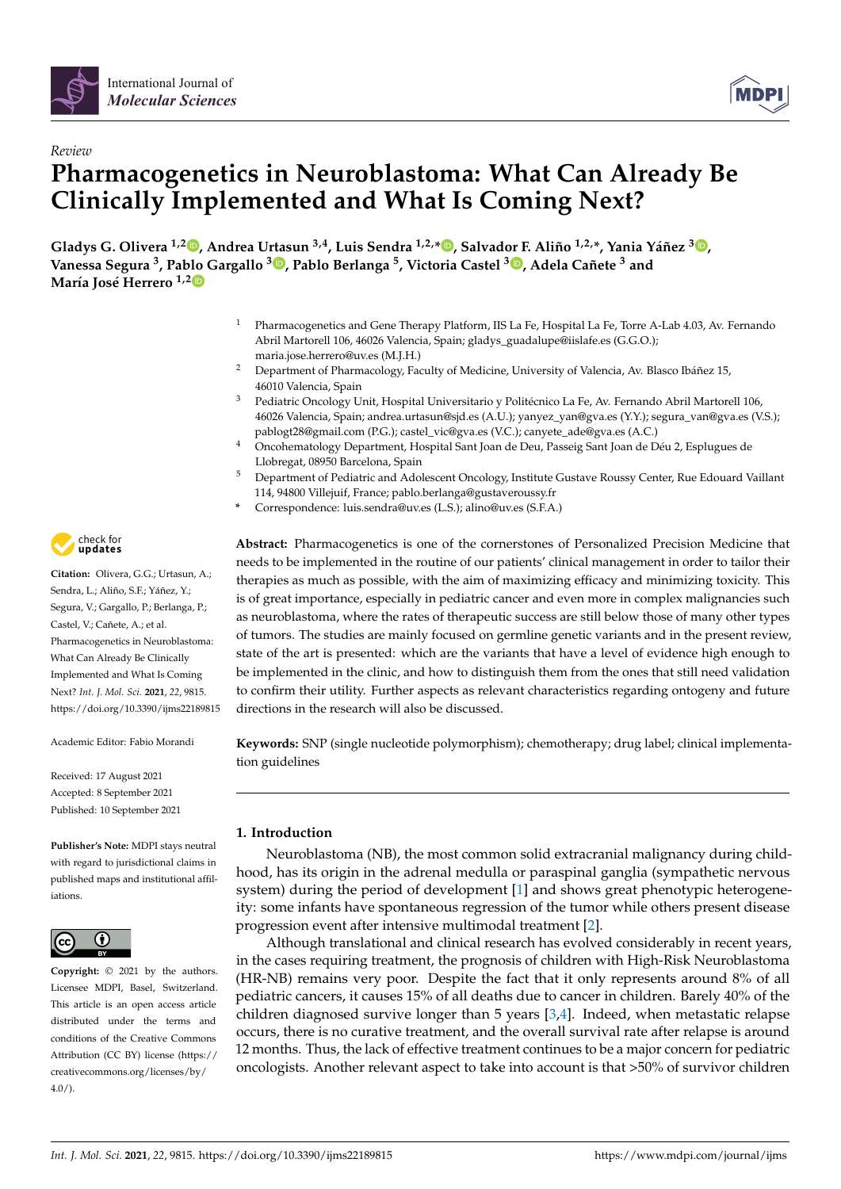*Review*

# Pharmacogenetics in Neuroblastoma: What Can Already Be Clinically Implemented and What Is Coming Next?

**Gladys G. Olivera [1,2], Andrea Urtasun [3,4], Luis Sendra [1,2,*], Salvador F. Aliño [1,2,*], Yania Yáñez [3], Vanessa Segura [3], Pablo Gargallo [3], Pablo Berlanga [5], Victoria Castel [3], Adela Cañete [3] and María José Herrero [1,2]**

1 Pharmacogenetics and Gene Therapy Platform, IIS La Fe, Hospital La Fe, Torre A-Lab 4.03, Av. Fernando Abril Martorell 106, 46026 Valencia, Spain; gladys_guadalupe@iislafe.es (G.G.O.); maria.jose.herrero@uv.es (M.J.H.)
2 Department of Pharmacology, Faculty of Medicine, University of Valencia, Av. Blasco Ibáñez 15, 46010 Valencia, Spain
3 Pediatric Oncology Unit, Hospital Universitario y Politécnico La Fe, Av. Fernando Abril Martorell 106, 46026 Valencia, Spain; andrea.urtasun@sjd.es (A.U.); yanyez_yan@gva.es (Y.Y.); segura_van@gva.es (V.S.); pablogt28@gmail.com (P.G.); castel_vic@gva.es (V.C.); canyete_ade@gva.es (A.C.)
4 Oncohematology Department, Hospital Sant Joan de Deu, Passeig Sant Joan de Déu 2, Esplugues de Llobregat, 08950 Barcelona, Spain
5 Department of Pediatric and Adolescent Oncology, Institute Gustave Roussy Center, Rue Edouard Vaillant 114, 94800 Villejuif, France; pablo.berlanga@gustaveroussy.fr
\* Correspondence: luis.sendra@uv.es (L.S.); alino@uv.es (S.F.A.)

**Citation:** Olivera, G.G.; Urtasun, A.; Sendra, L.; Aliño, S.F.; Yáñez, Y.; Segura, V.; Gargallo, P.; Berlanga, P.; Castel, V.; Cañete, A.; et al. Pharmacogenetics in Neuroblastoma: What Can Already Be Clinically Implemented and What Is Coming Next? *Int. J. Mol. Sci.* **2021**, *22*, 9815. https://doi.org/10.3390/ijms22189815

Academic Editor: Fabio Morandi

Received: 17 August 2021
Accepted: 8 September 2021
Published: 10 September 2021

**Publisher's Note:** MDPI stays neutral with regard to jurisdictional claims in published maps and institutional affiliations.

**Copyright:** © 2021 by the authors. Licensee MDPI, Basel, Switzerland. This article is an open access article distributed under the terms and conditions of the Creative Commons Attribution (CC BY) license (https://creativecommons.org/licenses/by/4.0/).

**Abstract:** Pharmacogenetics is one of the cornerstones of Personalized Precision Medicine that needs to be implemented in the routine of our patients' clinical management in order to tailor their therapies as much as possible, with the aim of maximizing efficacy and minimizing toxicity. This is of great importance, especially in pediatric cancer and even more in complex malignancies such as neuroblastoma, where the rates of therapeutic success are still below those of many other types of tumors. The studies are mainly focused on germline genetic variants and in the present review, state of the art is presented: which are the variants that have a level of evidence high enough to be implemented in the clinic, and how to distinguish them from the ones that still need validation to confirm their utility. Further aspects as relevant characteristics regarding ontogeny and future directions in the research will also be discussed.

**Keywords:** SNP (single nucleotide polymorphism); chemotherapy; drug label; clinical implementation guidelines

## 1. Introduction

Neuroblastoma (NB), the most common solid extracranial malignancy during childhood, has its origin in the adrenal medulla or paraspinal ganglia (sympathetic nervous system) during the period of development [1] and shows great phenotypic heterogeneity: some infants have spontaneous regression of the tumor while others present disease progression event after intensive multimodal treatment [2].

Although translational and clinical research has evolved considerably in recent years, in the cases requiring treatment, the prognosis of children with High-Risk Neuroblastoma (HR-NB) remains very poor. Despite the fact that it only represents around 8% of all pediatric cancers, it causes 15% of all deaths due to cancer in children. Barely 40% of the children diagnosed survive longer than 5 years [3,4]. Indeed, when metastatic relapse occurs, there is no curative treatment, and the overall survival rate after relapse is around 12 months. Thus, the lack of effective treatment continues to be a major concern for pediatric oncologists. Another relevant aspect to take into account is that >50% of survivor children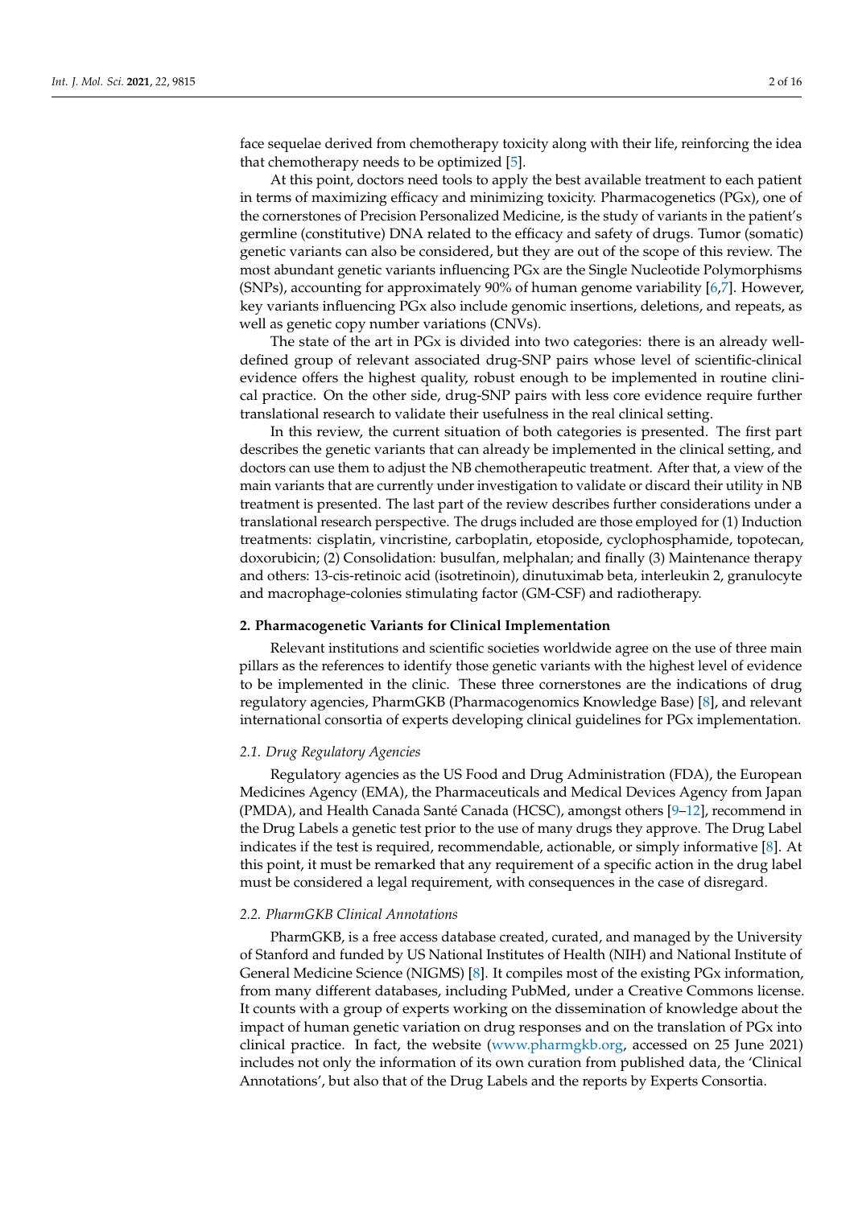face sequelae derived from chemotherapy toxicity along with their life, reinforcing the idea that chemotherapy needs to be optimized [5].

At this point, doctors need tools to apply the best available treatment to each patient in terms of maximizing efficacy and minimizing toxicity. Pharmacogenetics (PGx), one of the cornerstones of Precision Personalized Medicine, is the study of variants in the patient's germline (constitutive) DNA related to the efficacy and safety of drugs. Tumor (somatic) genetic variants can also be considered, but they are out of the scope of this review. The most abundant genetic variants influencing PGx are the Single Nucleotide Polymorphisms (SNPs), accounting for approximately 90% of human genome variability [6,7]. However, key variants influencing PGx also include genomic insertions, deletions, and repeats, as well as genetic copy number variations (CNVs).

The state of the art in PGx is divided into two categories: there is an already well-defined group of relevant associated drug-SNP pairs whose level of scientific-clinical evidence offers the highest quality, robust enough to be implemented in routine clinical practice. On the other side, drug-SNP pairs with less core evidence require further translational research to validate their usefulness in the real clinical setting.

In this review, the current situation of both categories is presented. The first part describes the genetic variants that can already be implemented in the clinical setting, and doctors can use them to adjust the NB chemotherapeutic treatment. After that, a view of the main variants that are currently under investigation to validate or discard their utility in NB treatment is presented. The last part of the review describes further considerations under a translational research perspective. The drugs included are those employed for (1) Induction treatments: cisplatin, vincristine, carboplatin, etoposide, cyclophosphamide, topotecan, doxorubicin; (2) Consolidation: busulfan, melphalan; and finally (3) Maintenance therapy and others: 13-cis-retinoic acid (isotretinoin), dinutuximab beta, interleukin 2, granulocyte and macrophage-colonies stimulating factor (GM-CSF) and radiotherapy.

## 2. Pharmacogenetic Variants for Clinical Implementation

Relevant institutions and scientific societies worldwide agree on the use of three main pillars as the references to identify those genetic variants with the highest level of evidence to be implemented in the clinic. These three cornerstones are the indications of drug regulatory agencies, PharmGKB (Pharmacogenomics Knowledge Base) [8], and relevant international consortia of experts developing clinical guidelines for PGx implementation.

### *2.1. Drug Regulatory Agencies*

Regulatory agencies as the US Food and Drug Administration (FDA), the European Medicines Agency (EMA), the Pharmaceuticals and Medical Devices Agency from Japan (PMDA), and Health Canada Santé Canada (HCSC), amongst others [9–12], recommend in the Drug Labels a genetic test prior to the use of many drugs they approve. The Drug Label indicates if the test is required, recommendable, actionable, or simply informative [8]. At this point, it must be remarked that any requirement of a specific action in the drug label must be considered a legal requirement, with consequences in the case of disregard.

### *2.2. PharmGKB Clinical Annotations*

PharmGKB, is a free access database created, curated, and managed by the University of Stanford and funded by US National Institutes of Health (NIH) and National Institute of General Medicine Science (NIGMS) [8]. It compiles most of the existing PGx information, from many different databases, including PubMed, under a Creative Commons license. It counts with a group of experts working on the dissemination of knowledge about the impact of human genetic variation on drug responses and on the translation of PGx into clinical practice. In fact, the website (www.pharmgkb.org, accessed on 25 June 2021) includes not only the information of its own curation from published data, the 'Clinical Annotations', but also that of the Drug Labels and the reports by Experts Consortia.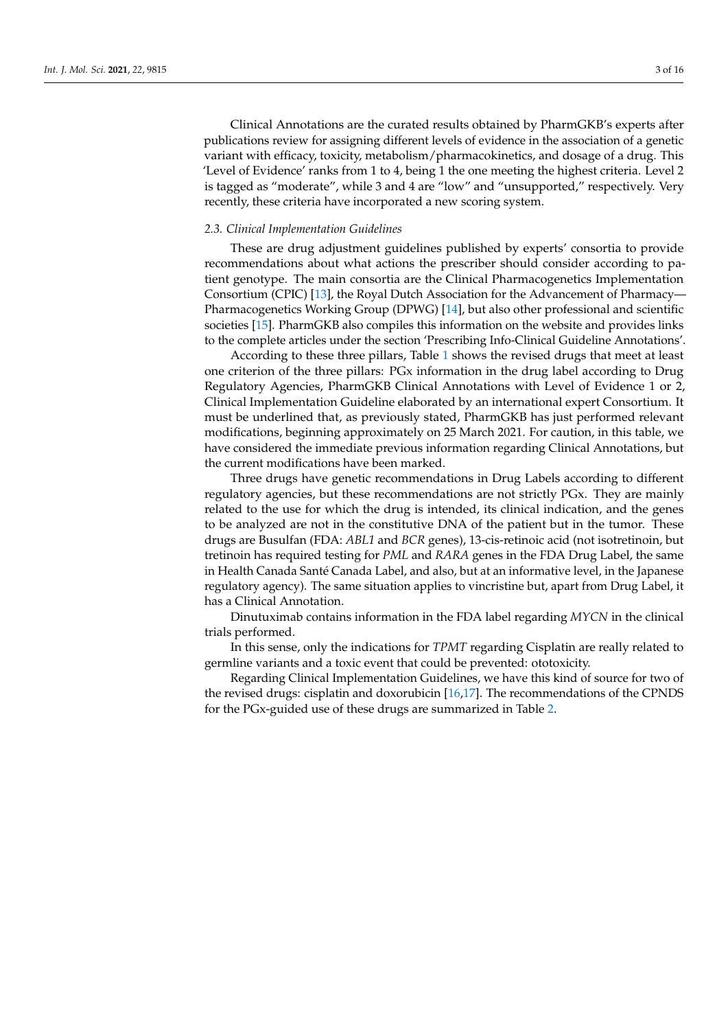Clinical Annotations are the curated results obtained by PharmGKB's experts after publications review for assigning different levels of evidence in the association of a genetic variant with efficacy, toxicity, metabolism/pharmacokinetics, and dosage of a drug. This 'Level of Evidence' ranks from 1 to 4, being 1 the one meeting the highest criteria. Level 2 is tagged as "moderate", while 3 and 4 are "low" and "unsupported," respectively. Very recently, these criteria have incorporated a new scoring system.

### *2.3. Clinical Implementation Guidelines*

These are drug adjustment guidelines published by experts' consortia to provide recommendations about what actions the prescriber should consider according to patient genotype. The main consortia are the Clinical Pharmacogenetics Implementation Consortium (CPIC) [13], the Royal Dutch Association for the Advancement of Pharmacy—Pharmacogenetics Working Group (DPWG) [14], but also other professional and scientific societies [15]. PharmGKB also compiles this information on the website and provides links to the complete articles under the section 'Prescribing Info-Clinical Guideline Annotations'.

According to these three pillars, Table 1 shows the revised drugs that meet at least one criterion of the three pillars: PGx information in the drug label according to Drug Regulatory Agencies, PharmGKB Clinical Annotations with Level of Evidence 1 or 2, Clinical Implementation Guideline elaborated by an international expert Consortium. It must be underlined that, as previously stated, PharmGKB has just performed relevant modifications, beginning approximately on 25 March 2021. For caution, in this table, we have considered the immediate previous information regarding Clinical Annotations, but the current modifications have been marked.

Three drugs have genetic recommendations in Drug Labels according to different regulatory agencies, but these recommendations are not strictly PGx. They are mainly related to the use for which the drug is intended, its clinical indication, and the genes to be analyzed are not in the constitutive DNA of the patient but in the tumor. These drugs are Busulfan (FDA: *ABL1* and *BCR* genes), 13-cis-retinoic acid (not isotretinoin, but tretinoin has required testing for *PML* and *RARA* genes in the FDA Drug Label, the same in Health Canada Santé Canada Label, and also, but at an informative level, in the Japanese regulatory agency). The same situation applies to vincristine but, apart from Drug Label, it has a Clinical Annotation.

Dinutuximab contains information in the FDA label regarding *MYCN* in the clinical trials performed.

In this sense, only the indications for *TPMT* regarding Cisplatin are really related to germline variants and a toxic event that could be prevented: ototoxicity.

Regarding Clinical Implementation Guidelines, we have this kind of source for two of the revised drugs: cisplatin and doxorubicin [16,17]. The recommendations of the CPNDS for the PGx-guided use of these drugs are summarized in Table 2.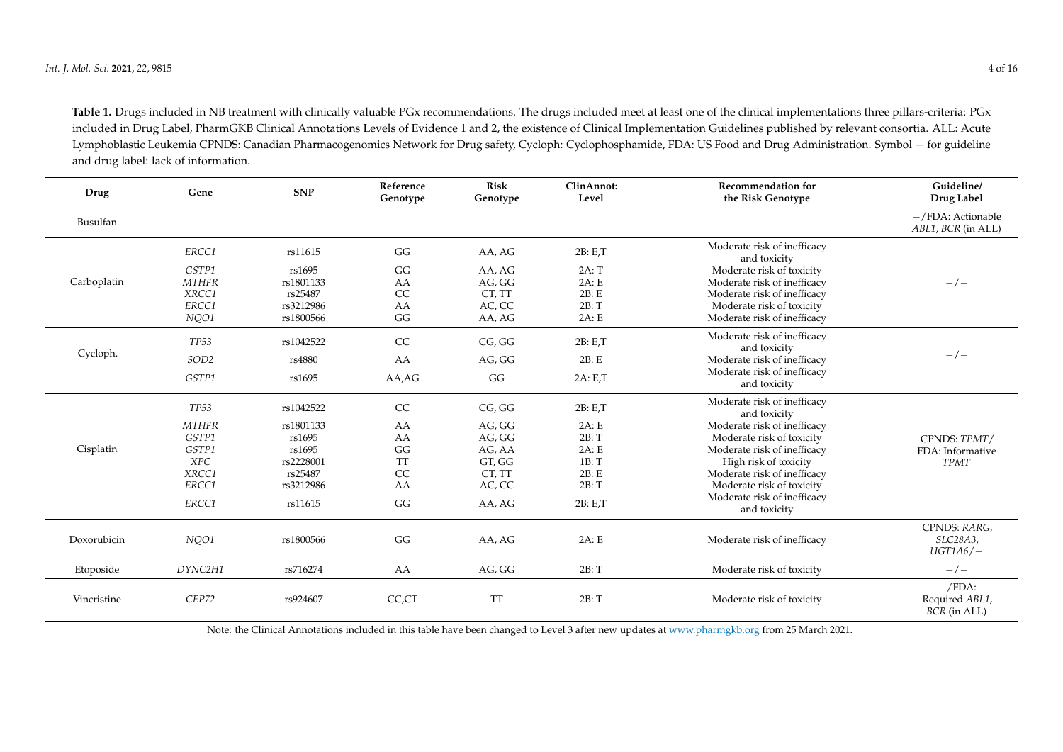**Table 1.** Drugs included in NB treatment with clinically valuable PGx recommendations. The drugs included meet at least one of the clinical implementations three pillars-criteria: PGx included in Drug Label, PharmGKB Clinical Annotations Levels of Evidence 1 and 2, the existence of Clinical Implementation Guidelines published by relevant consortia. ALL: Acute Lymphoblastic Leukemia CPNDS: Canadian Pharmacogenomics Network for Drug safety, Cycloph: Cyclophosphamide, FDA: US Food and Drug Administration. Symbol − for guideline and drug label: lack of information.

| Drug | Gene | SNP | Reference Genotype | Risk Genotype | ClinAnnot: Level | Recommendation for the Risk Genotype | Guideline/ Drug Label |
|---|---|---|---|---|---|---|---|
| Busulfan | | | | | | | −/FDA: Actionable *ABL1*, *BCR* (in ALL) |
| Carboplatin | *ERCC1* | rs11615 | GG | AA, AG | 2B: E,T | Moderate risk of inefficacy and toxicity | −/− |
| | *GSTP1* | rs1695 | GG | AA, AG | 2A: T | Moderate risk of toxicity | |
| | *MTHFR* | rs1801133 | AA | AG, GG | 2A: E | Moderate risk of inefficacy | |
| | *XRCC1* | rs25487 | CC | CT, TT | 2B: E | Moderate risk of inefficacy | |
| | *ERCC1* | rs3212986 | AA | AC, CC | 2B: T | Moderate risk of toxicity | |
| | *NQO1* | rs1800566 | GG | AA, AG | 2A: E | Moderate risk of inefficacy | |
| Cycloph. | *TP53* | rs1042522 | CC | CG, GG | 2B: E,T | Moderate risk of inefficacy and toxicity | −/− |
| | *SOD2* | rs4880 | AA | AG, GG | 2B: E | Moderate risk of inefficacy | |
| | *GSTP1* | rs1695 | AA,AG | GG | 2A: E,T | Moderate risk of inefficacy and toxicity | |
| Cisplatin | *TP53* | rs1042522 | CC | CG, GG | 2B: E,T | Moderate risk of inefficacy and toxicity | CPNDS: *TPMT*/ FDA: Informative *TPMT* |
| | *MTHFR* | rs1801133 | AA | AG, GG | 2A: E | Moderate risk of inefficacy | |
| | *GSTP1* | rs1695 | AA | AG, GG | 2B: T | Moderate risk of toxicity | |
| | *GSTP1* | rs1695 | GG | AG, AA | 2A: E | Moderate risk of inefficacy | |
| | *XPC* | rs2228001 | TT | GT, GG | 1B: T | High risk of toxicity | |
| | *XRCC1* | rs25487 | CC | CT, TT | 2B: E | Moderate risk of inefficacy | |
| | *ERCC1* | rs3212986 | AA | AC, CC | 2B: T | Moderate risk of toxicity | |
| | *ERCC1* | rs11615 | GG | AA, AG | 2B: E,T | Moderate risk of inefficacy and toxicity | |
| Doxorubicin | *NQO1* | rs1800566 | GG | AA, AG | 2A: E | Moderate risk of inefficacy | CPNDS: *RARG*, *SLC28A3*, *UGT1A6*/− |
| Etoposide | *DYNC2H1* | rs716274 | AA | AG, GG | 2B: T | Moderate risk of toxicity | −/− |
| Vincristine | *CEP72* | rs924607 | CC,CT | TT | 2B: T | Moderate risk of toxicity | −/FDA: Required *ABL1*, *BCR* (in ALL) |

Note: the Clinical Annotations included in this table have been changed to Level 3 after new updates at www.pharmgkb.org from 25 March 2021.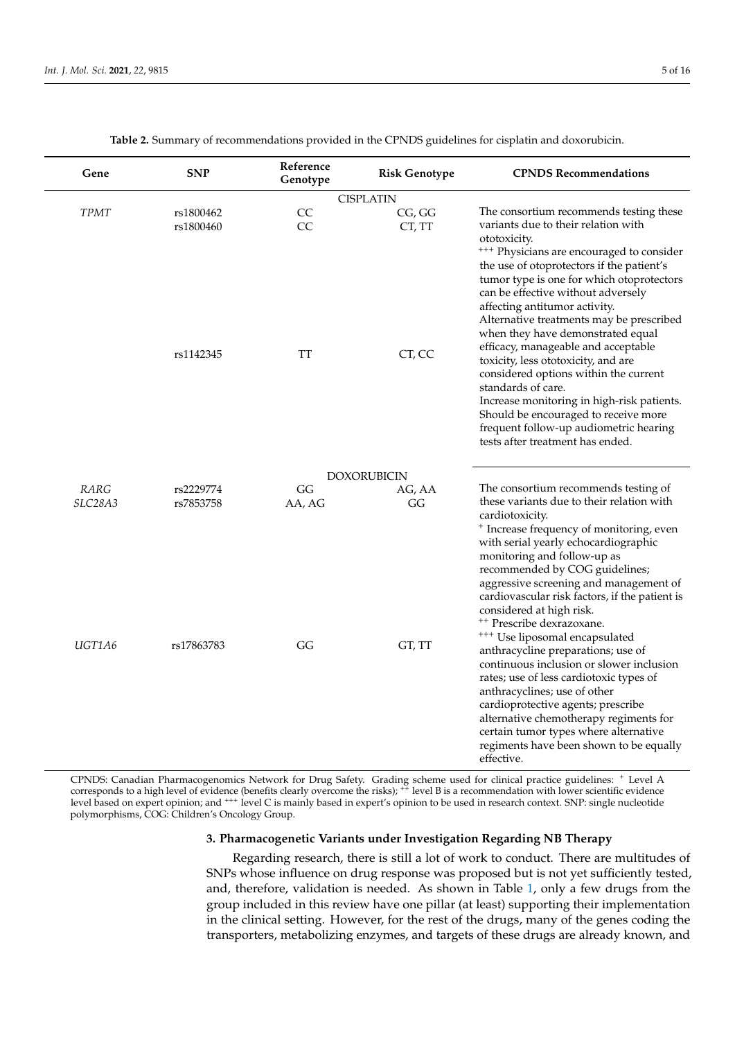**Table 2.** Summary of recommendations provided in the CPNDS guidelines for cisplatin and doxorubicin.

| Gene | SNP | Reference Genotype | Risk Genotype | CPNDS Recommendations |
|---|---|---|---|---|
| | | | CISPLATIN | |
| *TPMT* | rs1800462 | CC | CG, GG | The consortium recommends testing these variants due to their relation with ototoxicity. +++ Physicians are encouraged to consider the use of otoprotectors if the patient's tumor type is one for which otoprotectors can be effective without adversely affecting antitumor activity. Alternative treatments may be prescribed when they have demonstrated equal efficacy, manageable and acceptable toxicity, less ototoxicity, and are considered options within the current standards of care. Increase monitoring in high-risk patients. Should be encouraged to receive more frequent follow-up audiometric hearing tests after treatment has ended. |
| | rs1800460 | CC | CT, TT | |
| | rs1142345 | TT | CT, CC | |
| | | | DOXORUBICIN | |
| *RARG* | rs2229774 | GG | AG, AA | The consortium recommends testing of these variants due to their relation with cardiotoxicity. + Increase frequency of monitoring, even with serial yearly echocardiographic monitoring and follow-up as recommended by COG guidelines; aggressive screening and management of cardiovascular risk factors, if the patient is considered at high risk. ++ Prescribe dexrazoxane. +++ Use liposomal encapsulated anthracycline preparations; use of continuous inclusion or slower inclusion rates; use of less cardiotoxic types of anthracyclines; use of other cardioprotective agents; prescribe alternative chemotherapy regimens for certain tumor types where alternative regimens have been shown to be equally effective. |
| *SLC28A3* | rs7853758 | AA, AG | GG | |
| *UGT1A6* | rs17863783 | GG | GT, TT | |

CPNDS: Canadian Pharmacogenomics Network for Drug Safety. Grading scheme used for clinical practice guidelines: + Level A corresponds to a high level of evidence (benefits clearly overcome the risks); ++ level B is a recommendation with lower scientific evidence level based on expert opinion; and +++ level C is mainly based in expert's opinion to be used in research context. SNP: single nucleotide polymorphisms, COG: Children's Oncology Group.

## 3. Pharmacogenetic Variants under Investigation Regarding NB Therapy

Regarding research, there is still a lot of work to conduct. There are multitudes of SNPs whose influence on drug response was proposed but is not yet sufficiently tested, and, therefore, validation is needed. As shown in Table 1, only a few drugs from the group included in this review have one pillar (at least) supporting their implementation in the clinical setting. However, for the rest of the drugs, many of the genes coding the transporters, metabolizing enzymes, and targets of these drugs are already known, and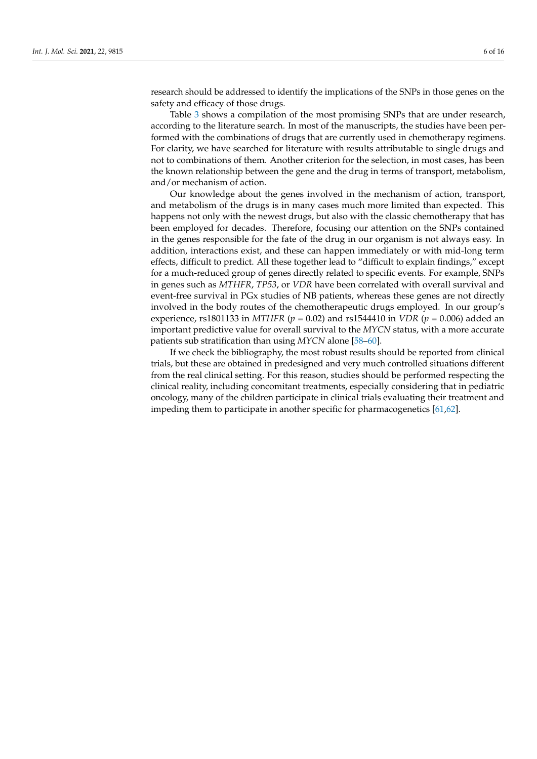research should be addressed to identify the implications of the SNPs in those genes on the safety and efficacy of those drugs.

Table 3 shows a compilation of the most promising SNPs that are under research, according to the literature search. In most of the manuscripts, the studies have been performed with the combinations of drugs that are currently used in chemotherapy regimens. For clarity, we have searched for literature with results attributable to single drugs and not to combinations of them. Another criterion for the selection, in most cases, has been the known relationship between the gene and the drug in terms of transport, metabolism, and/or mechanism of action.

Our knowledge about the genes involved in the mechanism of action, transport, and metabolism of the drugs is in many cases much more limited than expected. This happens not only with the newest drugs, but also with the classic chemotherapy that has been employed for decades. Therefore, focusing our attention on the SNPs contained in the genes responsible for the fate of the drug in our organism is not always easy. In addition, interactions exist, and these can happen immediately or with mid-long term effects, difficult to predict. All these together lead to "difficult to explain findings," except for a much-reduced group of genes directly related to specific events. For example, SNPs in genes such as *MTHFR*, *TP53*, or *VDR* have been correlated with overall survival and event-free survival in PGx studies of NB patients, whereas these genes are not directly involved in the body routes of the chemotherapeutic drugs employed. In our group's experience, rs1801133 in *MTHFR* ($p = 0.02$) and rs1544410 in *VDR* ($p = 0.006$) added an important predictive value for overall survival to the *MYCN* status, with a more accurate patients sub stratification than using *MYCN* alone [58–60].

If we check the bibliography, the most robust results should be reported from clinical trials, but these are obtained in predesigned and very much controlled situations different from the real clinical setting. For this reason, studies should be performed respecting the clinical reality, including concomitant treatments, especially considering that in pediatric oncology, many of the children participate in clinical trials evaluating their treatment and impeding them to participate in another specific for pharmacogenetics [61,62].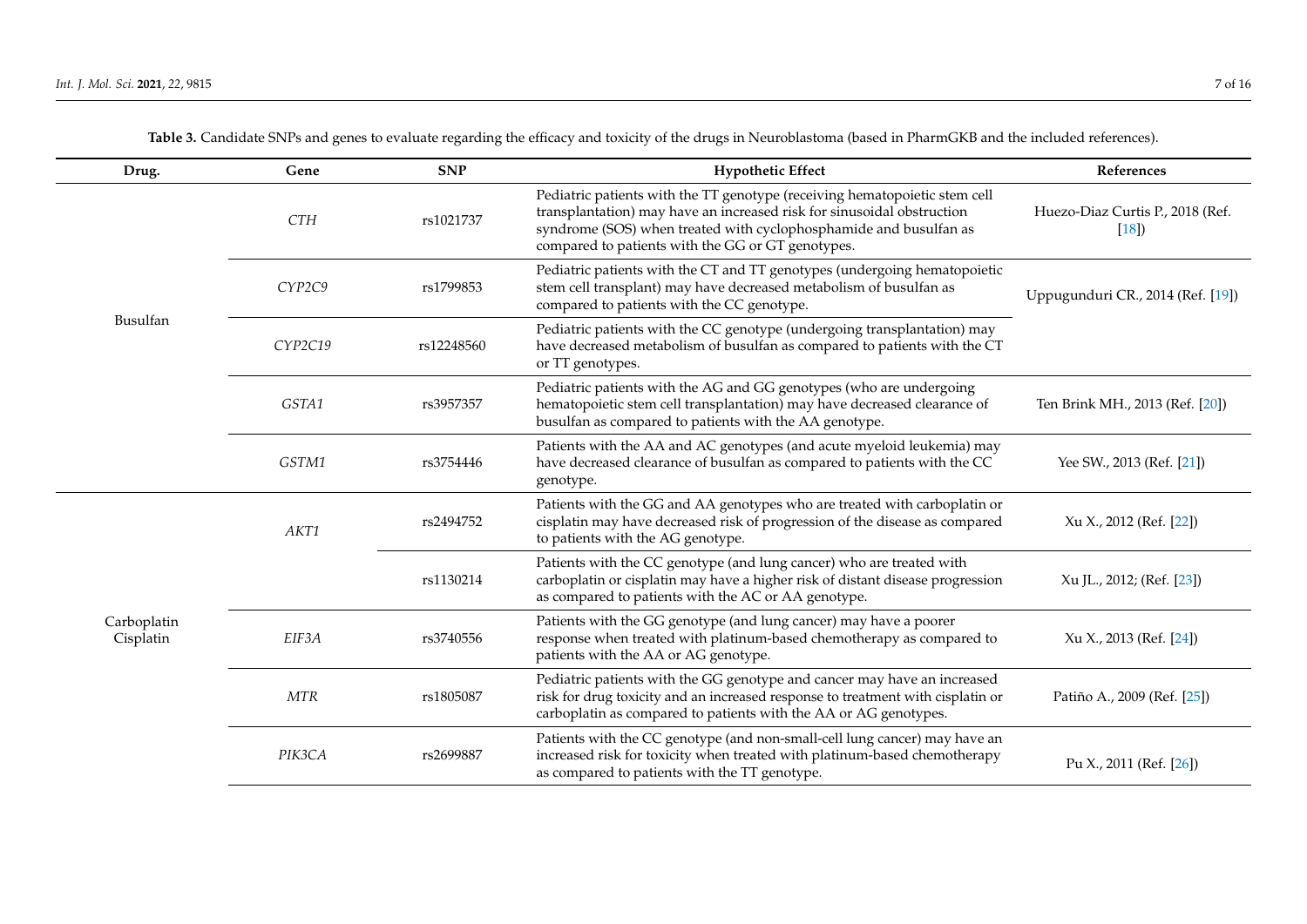**Table 3.** Candidate SNPs and genes to evaluate regarding the efficacy and toxicity of the drugs in Neuroblastoma (based in PharmGKB and the included references).

| Drug. | Gene | SNP | Hypothetic Effect | References |
|---|---|---|---|---|
| Busulfan | *CTH* | rs1021737 | Pediatric patients with the TT genotype (receiving hematopoietic stem cell transplantation) may have an increased risk for sinusoidal obstruction syndrome (SOS) when treated with cyclophosphamide and busulfan as compared to patients with the GG or GT genotypes. | Huezo-Diaz Curtis P., 2018 (Ref. [18]) |
| | *CYP2C9* | rs1799853 | Pediatric patients with the CT and TT genotypes (undergoing hematopoietic stem cell transplant) may have decreased metabolism of busulfan as compared to patients with the CC genotype. | Uppugunduri CR., 2014 (Ref. [19]) |
| | *CYP2C19* | rs12248560 | Pediatric patients with the CC genotype (undergoing transplantation) may have decreased metabolism of busulfan as compared to patients with the CT or TT genotypes. | |
| | *GSTA1* | rs3957357 | Pediatric patients with the AG and GG genotypes (who are undergoing hematopoietic stem cell transplantation) may have decreased clearance of busulfan as compared to patients with the AA genotype. | Ten Brink MH., 2013 (Ref. [20]) |
| | *GSTM1* | rs3754446 | Patients with the AA and AC genotypes (and acute myeloid leukemia) may have decreased clearance of busulfan as compared to patients with the CC genotype. | Yee SW., 2013 (Ref. [21]) |
| Carboplatin Cisplatin | *AKT1* | rs2494752 | Patients with the GG and AA genotypes who are treated with carboplatin or cisplatin may have decreased risk of progression of the disease as compared to patients with the AG genotype. | Xu X., 2012 (Ref. [22]) |
| | | rs1130214 | Patients with the CC genotype (and lung cancer) who are treated with carboplatin or cisplatin may have a higher risk of distant disease progression as compared to patients with the AC or AA genotype. | Xu JL., 2012; (Ref. [23]) |
| | *EIF3A* | rs3740556 | Patients with the GG genotype (and lung cancer) may have a poorer response when treated with platinum-based chemotherapy as compared to patients with the AA or AG genotype. | Xu X., 2013 (Ref. [24]) |
| | *MTR* | rs1805087 | Pediatric patients with the GG genotype and cancer may have an increased risk for drug toxicity and an increased response to treatment with cisplatin or carboplatin as compared to patients with the AA or AG genotypes. | Patiño A., 2009 (Ref. [25]) |
| | *PIK3CA* | rs2699887 | Patients with the CC genotype (and non-small-cell lung cancer) may have an increased risk for toxicity when treated with platinum-based chemotherapy as compared to patients with the TT genotype. | Pu X., 2011 (Ref. [26]) |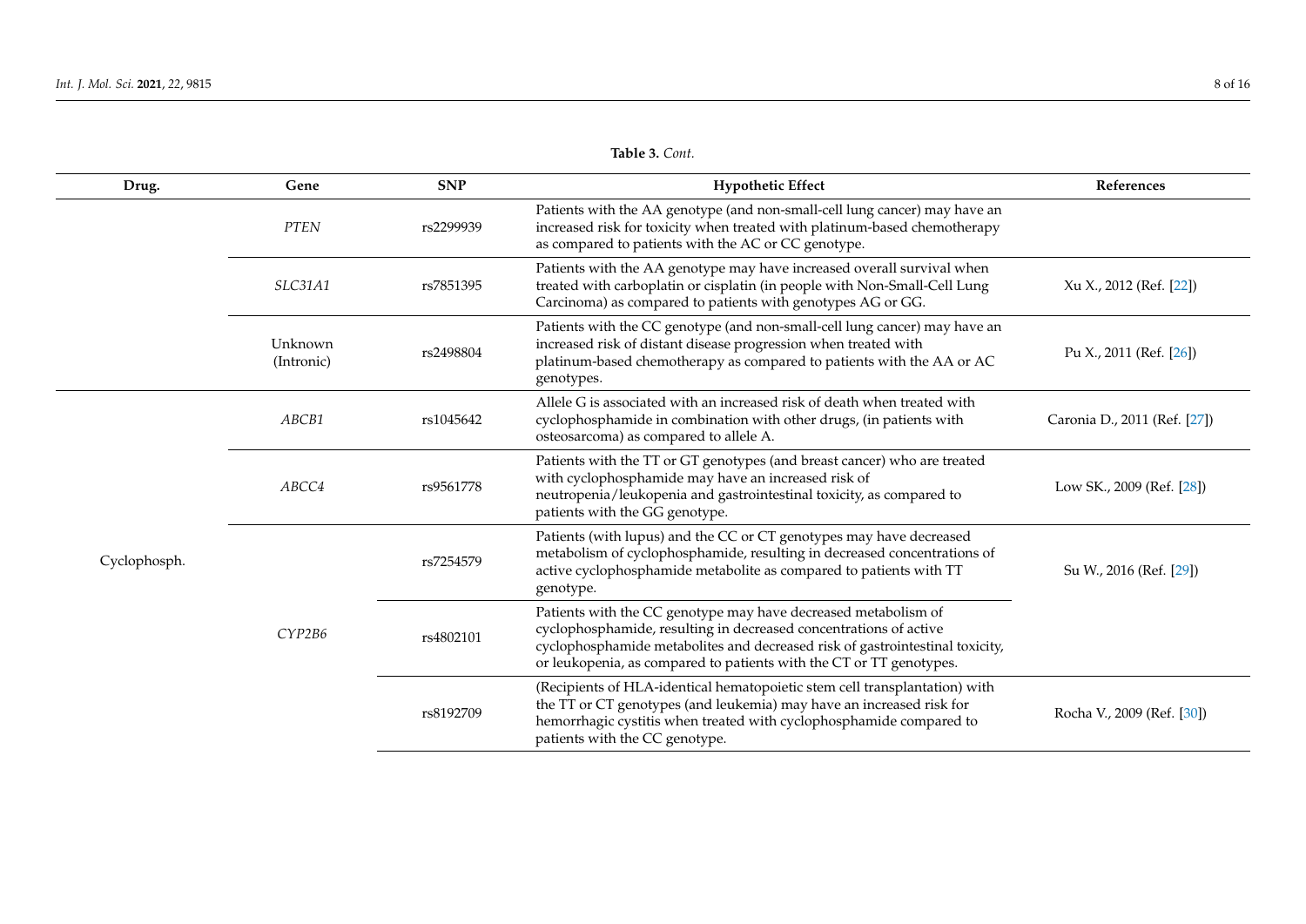**Table 3.** *Cont.*

| Drug. | Gene | SNP | Hypothetic Effect | References |
|---|---|---|---|---|
| | *PTEN* | rs2299939 | Patients with the AA genotype (and non-small-cell lung cancer) may have an increased risk for toxicity when treated with platinum-based chemotherapy as compared to patients with the AC or CC genotype. | |
| | *SLC31A1* | rs7851395 | Patients with the AA genotype may have increased overall survival when treated with carboplatin or cisplatin (in people with Non-Small-Cell Lung Carcinoma) as compared to patients with genotypes AG or GG. | Xu X., 2012 (Ref. [22]) |
| | Unknown (Intronic) | rs2498804 | Patients with the CC genotype (and non-small-cell lung cancer) may have an increased risk of distant disease progression when treated with platinum-based chemotherapy as compared to patients with the AA or AC genotypes. | Pu X., 2011 (Ref. [26]) |
| Cyclophosph. | *ABCB1* | rs1045642 | Allele G is associated with an increased risk of death when treated with cyclophosphamide in combination with other drugs, (in patients with osteosarcoma) as compared to allele A. | Caronia D., 2011 (Ref. [27]) |
| | *ABCC4* | rs9561778 | Patients with the TT or GT genotypes (and breast cancer) who are treated with cyclophosphamide may have an increased risk of neutropenia/leukopenia and gastrointestinal toxicity, as compared to patients with the GG genotype. | Low SK., 2009 (Ref. [28]) |
| | *CYP2B6* | rs7254579 | Patients (with lupus) and the CC or CT genotypes may have decreased metabolism of cyclophosphamide, resulting in decreased concentrations of active cyclophosphamide metabolite as compared to patients with TT genotype. | Su W., 2016 (Ref. [29]) |
| | | rs4802101 | Patients with the CC genotype may have decreased metabolism of cyclophosphamide, resulting in decreased concentrations of active cyclophosphamide metabolites and decreased risk of gastrointestinal toxicity, or leukopenia, as compared to patients with the CT or TT genotypes. | |
| | | rs8192709 | (Recipients of HLA-identical hematopoietic stem cell transplantation) with the TT or CT genotypes (and leukemia) may have an increased risk for hemorrhagic cystitis when treated with cyclophosphamide compared to patients with the CC genotype. | Rocha V., 2009 (Ref. [30]) |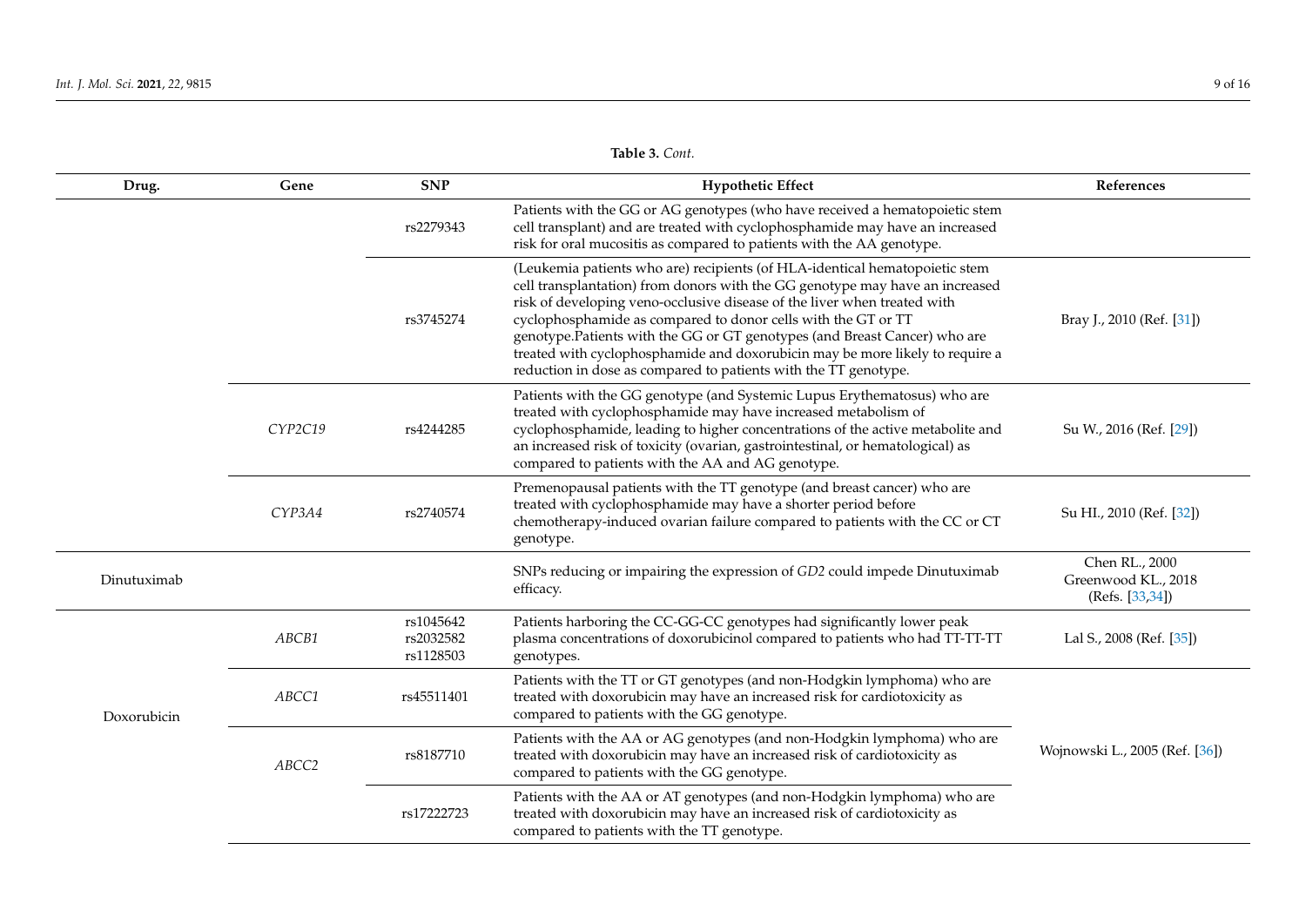**Table 3.** *Cont.*

| Drug. | Gene | SNP | Hypothetic Effect | References |
|---|---|---|---|---|
| | | rs2279343 | Patients with the GG or AG genotypes (who have received a hematopoietic stem cell transplant) and are treated with cyclophosphamide may have an increased risk for oral mucositis as compared to patients with the AA genotype. | |
| | | rs3745274 | (Leukemia patients who are) recipients (of HLA-identical hematopoietic stem cell transplantation) from donors with the GG genotype may have an increased risk of developing veno-occlusive disease of the liver when treated with cyclophosphamide as compared to donor cells with the GT or TT genotype.Patients with the GG or GT genotypes (and Breast Cancer) who are treated with cyclophosphamide and doxorubicin may be more likely to require a reduction in dose as compared to patients with the TT genotype. | Bray J., 2010 (Ref. [31]) |
| | *CYP2C19* | rs4244285 | Patients with the GG genotype (and Systemic Lupus Erythematosus) who are treated with cyclophosphamide may have increased metabolism of cyclophosphamide, leading to higher concentrations of the active metabolite and an increased risk of toxicity (ovarian, gastrointestinal, or hematological) as compared to patients with the AA and AG genotype. | Su W., 2016 (Ref. [29]) |
| | *CYP3A4* | rs2740574 | Premenopausal patients with the TT genotype (and breast cancer) who are treated with cyclophosphamide may have a shorter period before chemotherapy-induced ovarian failure compared to patients with the CC or CT genotype. | Su HI., 2010 (Ref. [32]) |
| Dinutuximab | | | SNPs reducing or impairing the expression of *GD2* could impede Dinutuximab efficacy. | Chen RL., 2000 Greenwood KL., 2018 (Refs. [33,34]) |
| Doxorubicin | *ABCB1* | rs1045642 rs2032582 rs1128503 | Patients harboring the CC-GG-CC genotypes had significantly lower peak plasma concentrations of doxorubicinol compared to patients who had TT-TT-TT genotypes. | Lal S., 2008 (Ref. [35]) |
| | *ABCC1* | rs45511401 | Patients with the TT or GT genotypes (and non-Hodgkin lymphoma) who are treated with doxorubicin may have an increased risk for cardiotoxicity as compared to patients with the GG genotype. | Wojnowski L., 2005 (Ref. [36]) |
| | *ABCC2* | rs8187710 | Patients with the AA or AG genotypes (and non-Hodgkin lymphoma) who are treated with doxorubicin may have an increased risk of cardiotoxicity as compared to patients with the GG genotype. | |
| | | rs17222723 | Patients with the AA or AT genotypes (and non-Hodgkin lymphoma) who are treated with doxorubicin may have an increased risk of cardiotoxicity as compared to patients with the TT genotype. | |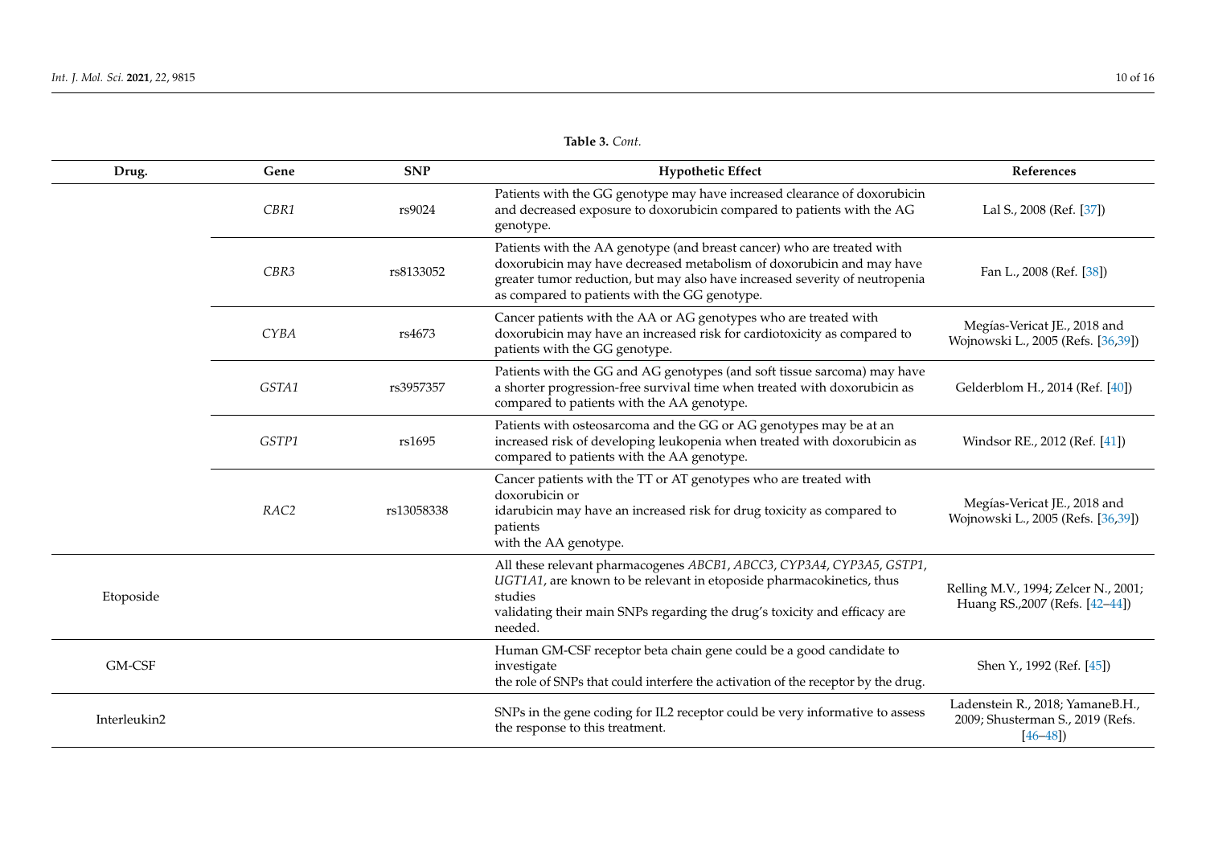**Table 3.** *Cont.*

| Drug. | Gene | SNP | Hypothetic Effect | References |
|---|---|---|---|---|
| | *CBR1* | rs9024 | Patients with the GG genotype may have increased clearance of doxorubicin and decreased exposure to doxorubicin compared to patients with the AG genotype. | Lal S., 2008 (Ref. [37]) |
| | *CBR3* | rs8133052 | Patients with the AA genotype (and breast cancer) who are treated with doxorubicin may have decreased metabolism of doxorubicin and may have greater tumor reduction, but may also have increased severity of neutropenia as compared to patients with the GG genotype. | Fan L., 2008 (Ref. [38]) |
| | *CYBA* | rs4673 | Cancer patients with the AA or AG genotypes who are treated with doxorubicin may have an increased risk for cardiotoxicity as compared to patients with the GG genotype. | Megías-Vericat JE., 2018 and Wojnowski L., 2005 (Refs. [36,39]) |
| | *GSTA1* | rs3957357 | Patients with the GG and AG genotypes (and soft tissue sarcoma) may have a shorter progression-free survival time when treated with doxorubicin as compared to patients with the AA genotype. | Gelderblom H., 2014 (Ref. [40]) |
| | *GSTP1* | rs1695 | Patients with osteosarcoma and the GG or AG genotypes may be at an increased risk of developing leukopenia when treated with doxorubicin as compared to patients with the AA genotype. | Windsor RE., 2012 (Ref. [41]) |
| | *RAC2* | rs13058338 | Cancer patients with the TT or AT genotypes who are treated with doxorubicin or idarubicin may have an increased risk for drug toxicity as compared to patients with the AA genotype. | Megías-Vericat JE., 2018 and Wojnowski L., 2005 (Refs. [36,39]) |
| Etoposide | | | All these relevant pharmacogenes *ABCB1*, *ABCC3*, *CYP3A4*, *CYP3A5*, *GSTP1*, *UGT1A1*, are known to be relevant in etoposide pharmacokinetics, thus studies validating their main SNPs regarding the drug's toxicity and efficacy are needed. | Relling M.V., 1994; Zelcer N., 2001; Huang RS.,2007 (Refs. [42–44]) |
| GM-CSF | | | Human GM-CSF receptor beta chain gene could be a good candidate to investigate the role of SNPs that could interfere the activation of the receptor by the drug. | Shen Y., 1992 (Ref. [45]) |
| Interleukin2 | | | SNPs in the gene coding for IL2 receptor could be very informative to assess the response to this treatment. | Ladenstein R., 2018; YamaneB.H., 2009; Shusterman S., 2019 (Refs. [46–48]) |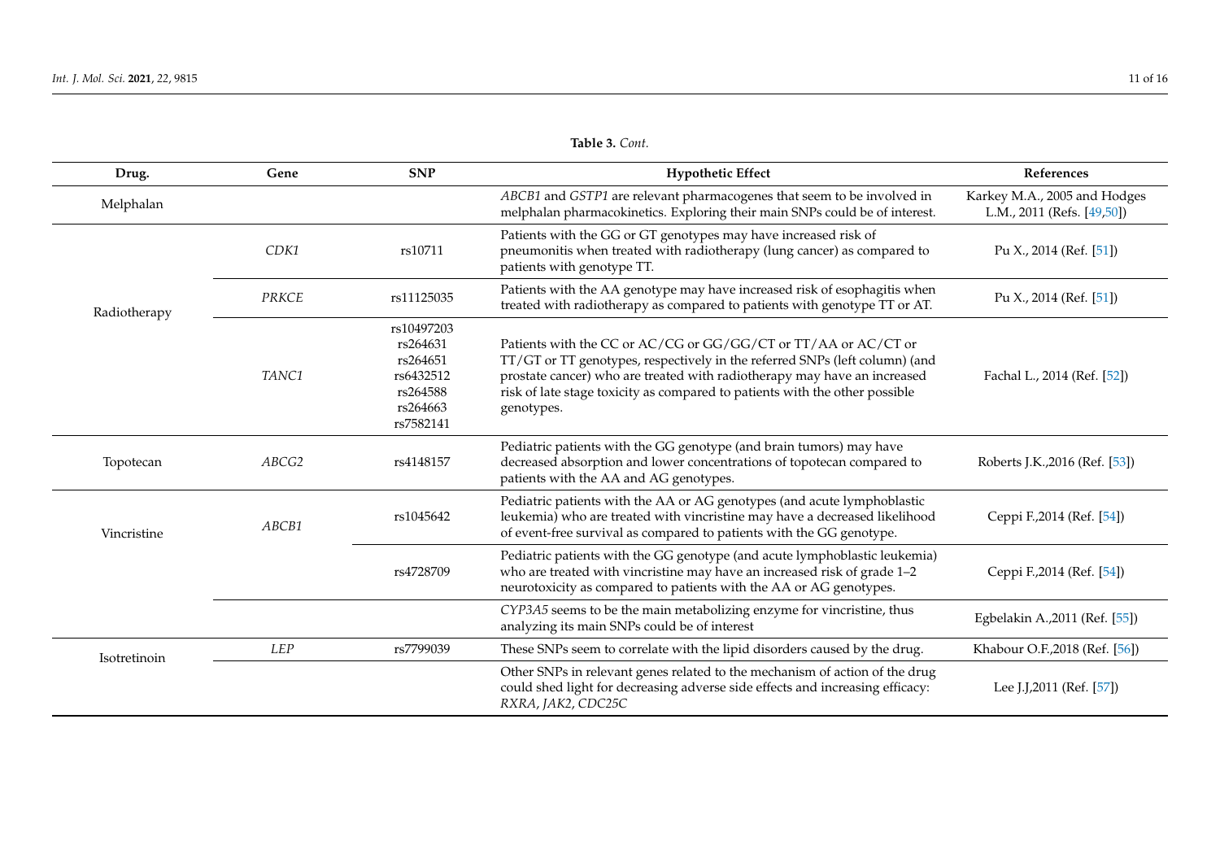**Table 3.** *Cont.*

| Drug. | Gene | SNP | Hypothetic Effect | References |
|---|---|---|---|---|
| Melphalan | | | *ABCB1* and *GSTP1* are relevant pharmacogenes that seem to be involved in melphalan pharmacokinetics. Exploring their main SNPs could be of interest. | Karkey M.A., 2005 and Hodges L.M., 2011 (Refs. [49,50]) |
| Radiotherapy | *CDK1* | rs10711 | Patients with the GG or GT genotypes may have increased risk of pneumonitis when treated with radiotherapy (lung cancer) as compared to patients with genotype TT. | Pu X., 2014 (Ref. [51]) |
| | *PRKCE* | rs11125035 | Patients with the AA genotype may have increased risk of esophagitis when treated with radiotherapy as compared to patients with genotype TT or AT. | Pu X., 2014 (Ref. [51]) |
| | *TANC1* | rs10497203 rs264631 rs264651 rs6432512 rs264588 rs264663 rs7582141 | Patients with the CC or AC/CG or GG/GG/CT or TT/AA or AC/CT or TT/GT or TT genotypes, respectively in the referred SNPs (left column) (and prostate cancer) who are treated with radiotherapy may have an increased risk of late stage toxicity as compared to patients with the other possible genotypes. | Fachal L., 2014 (Ref. [52]) |
| Topotecan | *ABCG2* | rs4148157 | Pediatric patients with the GG genotype (and brain tumors) may have decreased absorption and lower concentrations of topotecan compared to patients with the AA and AG genotypes. | Roberts J.K.,2016 (Ref. [53]) |
| Vincristine | *ABCB1* | rs1045642 | Pediatric patients with the AA or AG genotypes (and acute lymphoblastic leukemia) who are treated with vincristine may have a decreased likelihood of event-free survival as compared to patients with the GG genotype. | Ceppi F.,2014 (Ref. [54]) |
| | | rs4728709 | Pediatric patients with the GG genotype (and acute lymphoblastic leukemia) who are treated with vincristine may have an increased risk of grade 1–2 neurotoxicity as compared to patients with the AA or AG genotypes. | Ceppi F.,2014 (Ref. [54]) |
| | | | *CYP3A5* seems to be the main metabolizing enzyme for vincristine, thus analyzing its main SNPs could be of interest | Egbelakin A.,2011 (Ref. [55]) |
| Isotretinoin | *LEP* | rs7799039 | These SNPs seem to correlate with the lipid disorders caused by the drug. | Khabour O.F.,2018 (Ref. [56]) |
| | | | Other SNPs in relevant genes related to the mechanism of action of the drug could shed light for decreasing adverse side effects and increasing efficacy: *RXRA*, *JAK2*, *CDC25C* | Lee J.J,2011 (Ref. [57]) |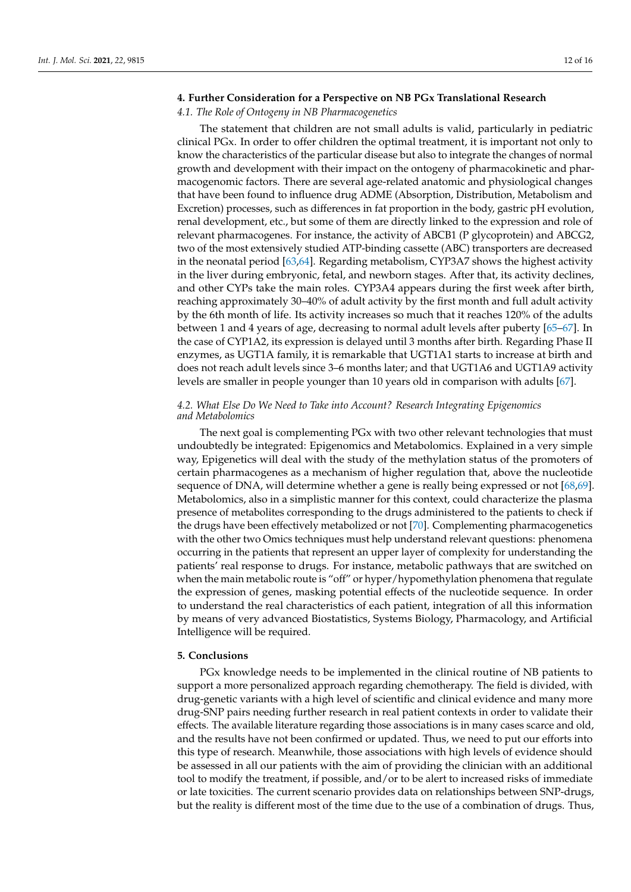## 4. Further Consideration for a Perspective on NB PGx Translational Research

### 4.1. The Role of Ontogeny in NB Pharmacogenetics

The statement that children are not small adults is valid, particularly in pediatric clinical PGx. In order to offer children the optimal treatment, it is important not only to know the characteristics of the particular disease but also to integrate the changes of normal growth and development with their impact on the ontogeny of pharmacokinetic and pharmacogenomic factors. There are several age-related anatomic and physiological changes that have been found to influence drug ADME (Absorption, Distribution, Metabolism and Excretion) processes, such as differences in fat proportion in the body, gastric pH evolution, renal development, etc., but some of them are directly linked to the expression and role of relevant pharmacogenes. For instance, the activity of ABCB1 (P glycoprotein) and ABCG2, two of the most extensively studied ATP-binding cassette (ABC) transporters are decreased in the neonatal period [63,64]. Regarding metabolism, CYP3A7 shows the highest activity in the liver during embryonic, fetal, and newborn stages. After that, its activity declines, and other CYPs take the main roles. CYP3A4 appears during the first week after birth, reaching approximately 30–40% of adult activity by the first month and full adult activity by the 6th month of life. Its activity increases so much that it reaches 120% of the adults between 1 and 4 years of age, decreasing to normal adult levels after puberty [65–67]. In the case of CYP1A2, its expression is delayed until 3 months after birth. Regarding Phase II enzymes, as UGT1A family, it is remarkable that UGT1A1 starts to increase at birth and does not reach adult levels since 3–6 months later; and that UGT1A6 and UGT1A9 activity levels are smaller in people younger than 10 years old in comparison with adults [67].

### 4.2. What Else Do We Need to Take into Account? Research Integrating Epigenomics and Metabolomics

The next goal is complementing PGx with two other relevant technologies that must undoubtedly be integrated: Epigenomics and Metabolomics. Explained in a very simple way, Epigenetics will deal with the study of the methylation status of the promoters of certain pharmacogenes as a mechanism of higher regulation that, above the nucleotide sequence of DNA, will determine whether a gene is really being expressed or not [68,69]. Metabolomics, also in a simplistic manner for this context, could characterize the plasma presence of metabolites corresponding to the drugs administered to the patients to check if the drugs have been effectively metabolized or not [70]. Complementing pharmacogenetics with the other two Omics techniques must help understand relevant questions: phenomena occurring in the patients that represent an upper layer of complexity for understanding the patients' real response to drugs. For instance, metabolic pathways that are switched on when the main metabolic route is "off" or hyper/hypomethylation phenomena that regulate the expression of genes, masking potential effects of the nucleotide sequence. In order to understand the real characteristics of each patient, integration of all this information by means of very advanced Biostatistics, Systems Biology, Pharmacology, and Artificial Intelligence will be required.

## 5. Conclusions

PGx knowledge needs to be implemented in the clinical routine of NB patients to support a more personalized approach regarding chemotherapy. The field is divided, with drug-genetic variants with a high level of scientific and clinical evidence and many more drug-SNP pairs needing further research in real patient contexts in order to validate their effects. The available literature regarding those associations is in many cases scarce and old, and the results have not been confirmed or updated. Thus, we need to put our efforts into this type of research. Meanwhile, those associations with high levels of evidence should be assessed in all our patients with the aim of providing the clinician with an additional tool to modify the treatment, if possible, and/or to be alert to increased risks of immediate or late toxicities. The current scenario provides data on relationships between SNP-drugs, but the reality is different most of the time due to the use of a combination of drugs. Thus,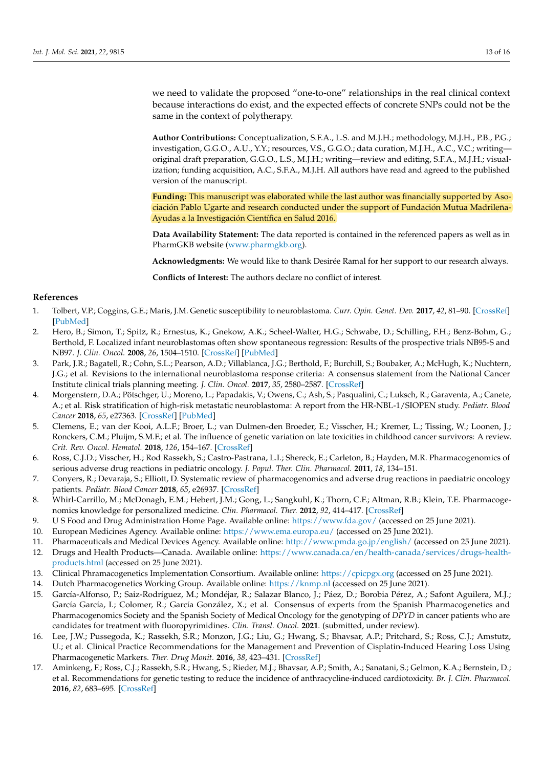we need to validate the proposed "one-to-one" relationships in the real clinical context because interactions do exist, and the expected effects of concrete SNPs could not be the same in the context of polytherapy.

**Author Contributions:** Conceptualization, S.F.A., L.S. and M.J.H.; methodology, M.J.H., P.B., P.G.; investigation, G.G.O., A.U., Y.Y.; resources, V.S., G.G.O.; data curation, M.J.H., A.C., V.C.; writing—original draft preparation, G.G.O., L.S., M.J.H.; writing—review and editing, S.F.A., M.J.H.; visualization; funding acquisition, A.C., S.F.A., M.J.H. All authors have read and agreed to the published version of the manuscript.

**Funding:** This manuscript was elaborated while the last author was financially supported by Asociación Pablo Ugarte and research conducted under the support of Fundación Mutua Madrileña-Ayudas a la Investigación Científica en Salud 2016.

**Data Availability Statement:** The data reported is contained in the referenced papers as well as in PharmGKB website (www.pharmgkb.org).

**Acknowledgments:** We would like to thank Desirée Ramal for her support to our research always.

**Conflicts of Interest:** The authors declare no conflict of interest.

## References

1. Tolbert, V.P.; Coggins, G.E.; Maris, J.M. Genetic susceptibility to neuroblastoma. *Curr. Opin. Genet. Dev.* **2017**, *42*, 81–90. [CrossRef] [PubMed]
2. Hero, B.; Simon, T.; Spitz, R.; Ernestus, K.; Gnekow, A.K.; Scheel-Walter, H.G.; Schwabe, D.; Schilling, F.H.; Benz-Bohm, G.; Berthold, F. Localized infant neuroblastomas often show spontaneous regression: Results of the prospective trials NB95-S and NB97. *J. Clin. Oncol.* **2008**, *26*, 1504–1510. [CrossRef] [PubMed]
3. Park, J.R.; Bagatell, R.; Cohn, S.L.; Pearson, A.D.; Villablanca, J.G.; Berthold, F.; Burchill, S.; Boubaker, A.; McHugh, K.; Nuchtern, J.G.; et al. Revisions to the international neuroblastoma response criteria: A consensus statement from the National Cancer Institute clinical trials planning meeting. *J. Clin. Oncol.* **2017**, *35*, 2580–2587. [CrossRef]
4. Morgenstern, D.A.; Pötschger, U.; Moreno, L.; Papadakis, V.; Owens, C.; Ash, S.; Pasqualini, C.; Luksch, R.; Garaventa, A.; Canete, A.; et al. Risk stratification of high-risk metastatic neuroblastoma: A report from the HR-NBL-1/SIOPEN study. *Pediatr. Blood Cancer* **2018**, *65*, e27363. [CrossRef] [PubMed]
5. Clemens, E.; van der Kooi, A.L.F.; Broer, L.; van Dulmen-den Broeder, E.; Visscher, H.; Kremer, L.; Tissing, W.; Loonen, J.; Ronckers, C.M.; Pluijm, S.M.F.; et al. The influence of genetic variation on late toxicities in childhood cancer survivors: A review. *Crit. Rev. Oncol. Hematol.* **2018**, *126*, 154–167. [CrossRef]
6. Ross, C.J.D.; Visscher, H.; Rod Rassekh, S.; Castro-Pastrana, L.I.; Shereck, E.; Carleton, B.; Hayden, M.R. Pharmacogenomics of serious adverse drug reactions in pediatric oncology. *J. Popul. Ther. Clin. Pharmacol.* **2011**, *18*, 134–151.
7. Conyers, R.; Devaraja, S.; Elliott, D. Systematic review of pharmacogenomics and adverse drug reactions in paediatric oncology patients. *Pediatr. Blood Cancer* **2018**, *65*, e26937. [CrossRef]
8. Whirl-Carrillo, M.; McDonagh, E.M.; Hebert, J.M.; Gong, L.; Sangkuhl, K.; Thorn, C.F.; Altman, R.B.; Klein, T.E. Pharmacogenomics knowledge for personalized medicine. *Clin. Pharmacol. Ther.* **2012**, *92*, 414–417. [CrossRef]
9. U S Food and Drug Administration Home Page. Available online: https://www.fda.gov/ (accessed on 25 June 2021).
10. European Medicines Agency. Available online: https://www.ema.europa.eu/ (accessed on 25 June 2021).
11. Pharmaceuticals and Medical Devices Agency. Available online: http://www.pmda.go.jp/english/ (accessed on 25 June 2021).
12. Drugs and Health Products—Canada. Available online: https://www.canada.ca/en/health-canada/services/drugs-health-products.html (accessed on 25 June 2021).
13. Clinical Pharmacogenetics Implementation Consortium. Available online: https://cpicpgx.org (accessed on 25 June 2021).
14. Dutch Pharmacogenetics Working Group. Available online: https://knmp.nl (accessed on 25 June 2021).
15. García-Alfonso, P.; Saiz-Rodríguez, M.; Mondéjar, R.; Salazar Blanco, J.; Páez, D.; Borobia Pérez, A.; Safont Aguilera, M.J.; García García, I.; Colomer, R.; García González, X.; et al. Consensus of experts from the Spanish Pharmacogenetics and Pharmacogenomics Society and the Spanish Society of Medical Oncology for the genotyping of *DPYD* in cancer patients who are candidates for treatment with fluoropyrimidines. *Clin. Transl. Oncol.* **2021**. (submitted, under review).
16. Lee, J.W.; Pussegoda, K.; Rassekh, S.R.; Monzon, J.G.; Liu, G.; Hwang, S.; Bhavsar, A.P.; Pritchard, S.; Ross, C.J.; Amstutz, U.; et al. Clinical Practice Recommendations for the Management and Prevention of Cisplatin-Induced Hearing Loss Using Pharmacogenetic Markers. *Ther. Drug Monit.* **2016**, *38*, 423–431. [CrossRef]
17. Aminkeng, F.; Ross, C.J.; Rassekh, S.R.; Hwang, S.; Rieder, M.J.; Bhavsar, A.P.; Smith, A.; Sanatani, S.; Gelmon, K.A.; Bernstein, D.; et al. Recommendations for genetic testing to reduce the incidence of anthracycline-induced cardiotoxicity. *Br. J. Clin. Pharmacol.* **2016**, *82*, 683–695. [CrossRef]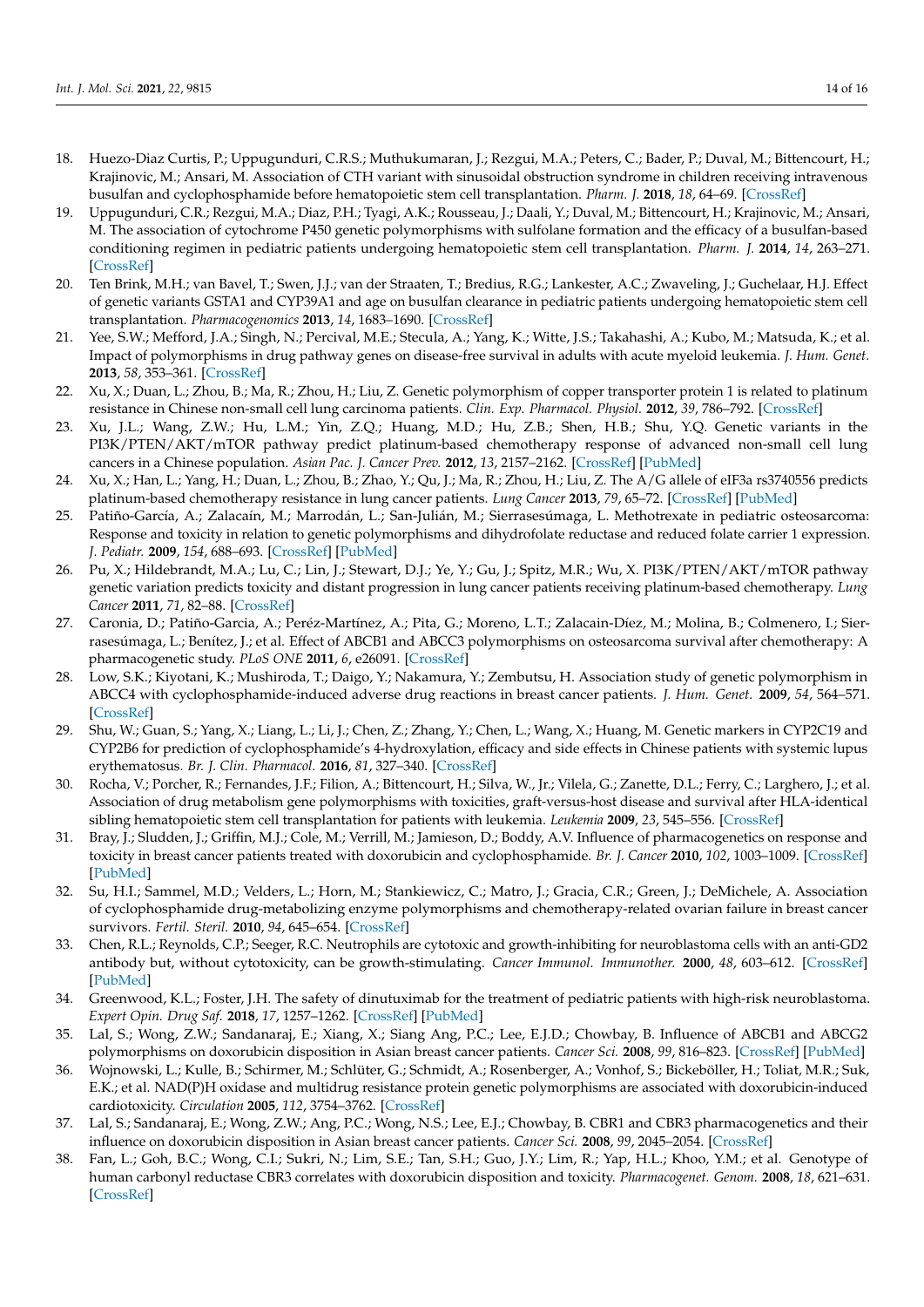18. Huezo-Diaz Curtis, P.; Uppugunduri, C.R.S.; Muthukumaran, J.; Rezgui, M.A.; Peters, C.; Bader, P.; Duval, M.; Bittencourt, H.; Krajinovic, M.; Ansari, M. Association of CTH variant with sinusoidal obstruction syndrome in children receiving intravenous busulfan and cyclophosphamide before hematopoietic stem cell transplantation. *Pharm. J.* **2018**, *18*, 64–69. [CrossRef]
19. Uppugunduri, C.R.; Rezgui, M.A.; Diaz, P.H.; Tyagi, A.K.; Rousseau, J.; Daali, Y.; Duval, M.; Bittencourt, H.; Krajinovic, M.; Ansari, M. The association of cytochrome P450 genetic polymorphisms with sulfolane formation and the efficacy of a busulfan-based conditioning regimen in pediatric patients undergoing hematopoietic stem cell transplantation. *Pharm. J.* **2014**, *14*, 263–271. [CrossRef]
20. Ten Brink, M.H.; van Bavel, T.; Swen, J.J.; van der Straaten, T.; Bredius, R.G.; Lankester, A.C.; Zwaveling, J.; Guchelaar, H.J. Effect of genetic variants GSTA1 and CYP39A1 and age on busulfan clearance in pediatric patients undergoing hematopoietic stem cell transplantation. *Pharmacogenomics* **2013**, *14*, 1683–1690. [CrossRef]
21. Yee, S.W.; Mefford, J.A.; Singh, N.; Percival, M.E.; Stecula, A.; Yang, K.; Witte, J.S.; Takahashi, A.; Kubo, M.; Matsuda, K.; et al. Impact of polymorphisms in drug pathway genes on disease-free survival in adults with acute myeloid leukemia. *J. Hum. Genet.* **2013**, *58*, 353–361. [CrossRef]
22. Xu, X.; Duan, L.; Zhou, B.; Ma, R.; Zhou, H.; Liu, Z. Genetic polymorphism of copper transporter protein 1 is related to platinum resistance in Chinese non-small cell lung carcinoma patients. *Clin. Exp. Pharmacol. Physiol.* **2012**, *39*, 786–792. [CrossRef]
23. Xu, J.L.; Wang, Z.W.; Hu, L.M.; Yin, Z.Q.; Huang, M.D.; Hu, Z.B.; Shen, H.B.; Shu, Y.Q. Genetic variants in the PI3K/PTEN/AKT/mTOR pathway predict platinum-based chemotherapy response of advanced non-small cell lung cancers in a Chinese population. *Asian Pac. J. Cancer Prev.* **2012**, *13*, 2157–2162. [CrossRef] [PubMed]
24. Xu, X.; Han, L.; Yang, H.; Duan, L.; Zhou, B.; Zhao, Y.; Qu, J.; Ma, R.; Zhou, H.; Liu, Z. The A/G allele of eIF3a rs3740556 predicts platinum-based chemotherapy resistance in lung cancer patients. *Lung Cancer* **2013**, *79*, 65–72. [CrossRef] [PubMed]
25. Patiño-García, A.; Zalacaín, M.; Marrodán, L.; San-Julián, M.; Sierrasesúmaga, L. Methotrexate in pediatric osteosarcoma: Response and toxicity in relation to genetic polymorphisms and dihydrofolate reductase and reduced folate carrier 1 expression. *J. Pediatr.* **2009**, *154*, 688–693. [CrossRef] [PubMed]
26. Pu, X.; Hildebrandt, M.A.; Lu, C.; Lin, J.; Stewart, D.J.; Ye, Y.; Gu, J.; Spitz, M.R.; Wu, X. PI3K/PTEN/AKT/mTOR pathway genetic variation predicts toxicity and distant progression in lung cancer patients receiving platinum-based chemotherapy. *Lung Cancer* **2011**, *71*, 82–88. [CrossRef]
27. Caronia, D.; Patiño-Garcia, A.; Peréz-Martínez, A.; Pita, G.; Moreno, L.T.; Zalacain-Díez, M.; Molina, B.; Colmenero, I.; Sierrasesúmaga, L.; Benítez, J.; et al. Effect of ABCB1 and ABCC3 polymorphisms on osteosarcoma survival after chemotherapy: A pharmacogenetic study. *PLoS ONE* **2011**, *6*, e26091. [CrossRef]
28. Low, S.K.; Kiyotani, K.; Mushiroda, T.; Daigo, Y.; Nakamura, Y.; Zembutsu, H. Association study of genetic polymorphism in ABCC4 with cyclophosphamide-induced adverse drug reactions in breast cancer patients. *J. Hum. Genet.* **2009**, *54*, 564–571. [CrossRef]
29. Shu, W.; Guan, S.; Yang, X.; Liang, L.; Li, J.; Chen, Z.; Zhang, Y.; Chen, L.; Wang, X.; Huang, M. Genetic markers in CYP2C19 and CYP2B6 for prediction of cyclophosphamide's 4-hydroxylation, efficacy and side effects in Chinese patients with systemic lupus erythematosus. *Br. J. Clin. Pharmacol.* **2016**, *81*, 327–340. [CrossRef]
30. Rocha, V.; Porcher, R.; Fernandes, J.F.; Filion, A.; Bittencourt, H.; Silva, W., Jr.; Vilela, G.; Zanette, D.L.; Ferry, C.; Larghero, J.; et al. Association of drug metabolism gene polymorphisms with toxicities, graft-versus-host disease and survival after HLA-identical sibling hematopoietic stem cell transplantation for patients with leukemia. *Leukemia* **2009**, *23*, 545–556. [CrossRef]
31. Bray, J.; Sludden, J.; Griffin, M.J.; Cole, M.; Verrill, M.; Jamieson, D.; Boddy, A.V. Influence of pharmacogenetics on response and toxicity in breast cancer patients treated with doxorubicin and cyclophosphamide. *Br. J. Cancer* **2010**, *102*, 1003–1009. [CrossRef] [PubMed]
32. Su, H.I.; Sammel, M.D.; Velders, L.; Horn, M.; Stankiewicz, C.; Matro, J.; Gracia, C.R.; Green, J.; DeMichele, A. Association of cyclophosphamide drug-metabolizing enzyme polymorphisms and chemotherapy-related ovarian failure in breast cancer survivors. *Fertil. Steril.* **2010**, *94*, 645–654. [CrossRef]
33. Chen, R.L.; Reynolds, C.P.; Seeger, R.C. Neutrophils are cytotoxic and growth-inhibiting for neuroblastoma cells with an anti-GD2 antibody but, without cytotoxicity, can be growth-stimulating. *Cancer Immunol. Immunother.* **2000**, *48*, 603–612. [CrossRef] [PubMed]
34. Greenwood, K.L.; Foster, J.H. The safety of dinutuximab for the treatment of pediatric patients with high-risk neuroblastoma. *Expert Opin. Drug Saf.* **2018**, *17*, 1257–1262. [CrossRef] [PubMed]
35. Lal, S.; Wong, Z.W.; Sandanaraj, E.; Xiang, X.; Siang Ang, P.C.; Lee, E.J.D.; Chowbay, B. Influence of ABCB1 and ABCG2 polymorphisms on doxorubicin disposition in Asian breast cancer patients. *Cancer Sci.* **2008**, *99*, 816–823. [CrossRef] [PubMed]
36. Wojnowski, L.; Kulle, B.; Schirmer, M.; Schlüter, G.; Schmidt, A.; Rosenberger, A.; Vonhof, S.; Bickeböller, H.; Toliat, M.R.; Suk, E.K.; et al. NAD(P)H oxidase and multidrug resistance protein genetic polymorphisms are associated with doxorubicin-induced cardiotoxicity. *Circulation* **2005**, *112*, 3754–3762. [CrossRef]
37. Lal, S.; Sandanaraj, E.; Wong, Z.W.; Ang, P.C.; Wong, N.S.; Lee, E.J.; Chowbay, B. CBR1 and CBR3 pharmacogenetics and their influence on doxorubicin disposition in Asian breast cancer patients. *Cancer Sci.* **2008**, *99*, 2045–2054. [CrossRef]
38. Fan, L.; Goh, B.C.; Wong, C.I.; Sukri, N.; Lim, S.E.; Tan, S.H.; Guo, J.Y.; Lim, R.; Yap, H.L.; Khoo, Y.M.; et al. Genotype of human carbonyl reductase CBR3 correlates with doxorubicin disposition and toxicity. *Pharmacogenet. Genom.* **2008**, *18*, 621–631. [CrossRef]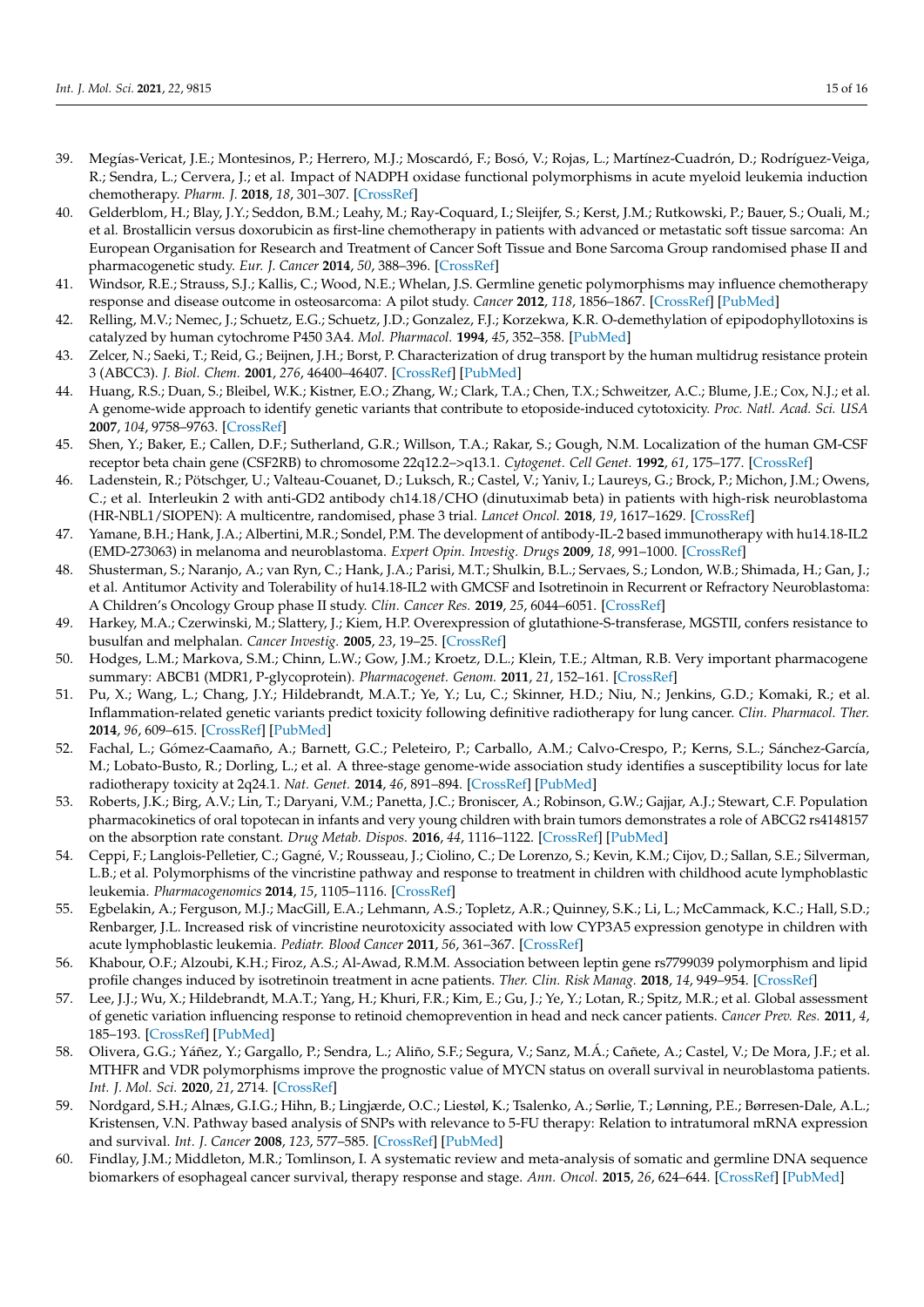39. Megías-Vericat, J.E.; Montesinos, P.; Herrero, M.J.; Moscardó, F.; Bosó, V.; Rojas, L.; Martínez-Cuadrón, D.; Rodríguez-Veiga, R.; Sendra, L.; Cervera, J.; et al. Impact of NADPH oxidase functional polymorphisms in acute myeloid leukemia induction chemotherapy. *Pharm. J.* **2018**, *18*, 301–307. [CrossRef]
40. Gelderblom, H.; Blay, J.Y.; Seddon, B.M.; Leahy, M.; Ray-Coquard, I.; Sleijfer, S.; Kerst, J.M.; Rutkowski, P.; Bauer, S.; Ouali, M.; et al. Brostallicin versus doxorubicin as first-line chemotherapy in patients with advanced or metastatic soft tissue sarcoma: An European Organisation for Research and Treatment of Cancer Soft Tissue and Bone Sarcoma Group randomised phase II and pharmacogenetic study. *Eur. J. Cancer* **2014**, *50*, 388–396. [CrossRef]
41. Windsor, R.E.; Strauss, S.J.; Kallis, C.; Wood, N.E.; Whelan, J.S. Germline genetic polymorphisms may influence chemotherapy response and disease outcome in osteosarcoma: A pilot study. *Cancer* **2012**, *118*, 1856–1867. [CrossRef] [PubMed]
42. Relling, M.V.; Nemec, J.; Schuetz, E.G.; Schuetz, J.D.; Gonzalez, F.J.; Korzekwa, K.R. O-demethylation of epipodophyllotoxins is catalyzed by human cytochrome P450 3A4. *Mol. Pharmacol.* **1994**, *45*, 352–358. [PubMed]
43. Zelcer, N.; Saeki, T.; Reid, G.; Beijnen, J.H.; Borst, P. Characterization of drug transport by the human multidrug resistance protein 3 (ABCC3). *J. Biol. Chem.* **2001**, *276*, 46400–46407. [CrossRef] [PubMed]
44. Huang, R.S.; Duan, S.; Bleibel, W.K.; Kistner, E.O.; Zhang, W.; Clark, T.A.; Chen, T.X.; Schweitzer, A.C.; Blume, J.E.; Cox, N.J.; et al. A genome-wide approach to identify genetic variants that contribute to etoposide-induced cytotoxicity. *Proc. Natl. Acad. Sci. USA* **2007**, *104*, 9758–9763. [CrossRef]
45. Shen, Y.; Baker, E.; Callen, D.F.; Sutherland, G.R.; Willson, T.A.; Rakar, S.; Gough, N.M. Localization of the human GM-CSF receptor beta chain gene (CSF2RB) to chromosome 22q12.2–>q13.1. *Cytogenet. Cell Genet.* **1992**, *61*, 175–177. [CrossRef]
46. Ladenstein, R.; Pötschger, U.; Valteau-Couanet, D.; Luksch, R.; Castel, V.; Yaniv, I.; Laureys, G.; Brock, P.; Michon, J.M.; Owens, C.; et al. Interleukin 2 with anti-GD2 antibody ch14.18/CHO (dinutuximab beta) in patients with high-risk neuroblastoma (HR-NBL1/SIOPEN): A multicentre, randomised, phase 3 trial. *Lancet Oncol.* **2018**, *19*, 1617–1629. [CrossRef]
47. Yamane, B.H.; Hank, J.A.; Albertini, M.R.; Sondel, P.M. The development of antibody-IL-2 based immunotherapy with hu14.18-IL2 (EMD-273063) in melanoma and neuroblastoma. *Expert Opin. Investig. Drugs* **2009**, *18*, 991–1000. [CrossRef]
48. Shusterman, S.; Naranjo, A.; van Ryn, C.; Hank, J.A.; Parisi, M.T.; Shulkin, B.L.; Servaes, S.; London, W.B.; Shimada, H.; Gan, J.; et al. Antitumor Activity and Tolerability of hu14.18-IL2 with GMCSF and Isotretinoin in Recurrent or Refractory Neuroblastoma: A Children's Oncology Group phase II study. *Clin. Cancer Res.* **2019**, *25*, 6044–6051. [CrossRef]
49. Harkey, M.A.; Czerwinski, M.; Slattery, J.; Kiem, H.P. Overexpression of glutathione-S-transferase, MGSTII, confers resistance to busulfan and melphalan. *Cancer Investig.* **2005**, *23*, 19–25. [CrossRef]
50. Hodges, L.M.; Markova, S.M.; Chinn, L.W.; Gow, J.M.; Kroetz, D.L.; Klein, T.E.; Altman, R.B. Very important pharmacogene summary: ABCB1 (MDR1, P-glycoprotein). *Pharmacogenet. Genom.* **2011**, *21*, 152–161. [CrossRef]
51. Pu, X.; Wang, L.; Chang, J.Y.; Hildebrandt, M.A.T.; Ye, Y.; Lu, C.; Skinner, H.D.; Niu, N.; Jenkins, G.D.; Komaki, R.; et al. Inflammation-related genetic variants predict toxicity following definitive radiotherapy for lung cancer. *Clin. Pharmacol. Ther.* **2014**, *96*, 609–615. [CrossRef] [PubMed]
52. Fachal, L.; Gómez-Caamaño, A.; Barnett, G.C.; Peleteiro, P.; Carballo, A.M.; Calvo-Crespo, P.; Kerns, S.L.; Sánchez-García, M.; Lobato-Busto, R.; Dorling, L.; et al. A three-stage genome-wide association study identifies a susceptibility locus for late radiotherapy toxicity at 2q24.1. *Nat. Genet.* **2014**, *46*, 891–894. [CrossRef] [PubMed]
53. Roberts, J.K.; Birg, A.V.; Lin, T.; Daryani, V.M.; Panetta, J.C.; Broniscer, A.; Robinson, G.W.; Gajjar, A.J.; Stewart, C.F. Population pharmacokinetics of oral topotecan in infants and very young children with brain tumors demonstrates a role of ABCG2 rs4148157 on the absorption rate constant. *Drug Metab. Dispos.* **2016**, *44*, 1116–1122. [CrossRef] [PubMed]
54. Ceppi, F.; Langlois-Pelletier, C.; Gagné, V.; Rousseau, J.; Ciolino, C.; De Lorenzo, S.; Kevin, K.M.; Cijov, D.; Sallan, S.E.; Silverman, L.B.; et al. Polymorphisms of the vincristine pathway and response to treatment in children with childhood acute lymphoblastic leukemia. *Pharmacogenomics* **2014**, *15*, 1105–1116. [CrossRef]
55. Egbelakin, A.; Ferguson, M.J.; MacGill, E.A.; Lehmann, A.S.; Topletz, A.R.; Quinney, S.K.; Li, L.; McCammack, K.C.; Hall, S.D.; Renbarger, J.L. Increased risk of vincristine neurotoxicity associated with low CYP3A5 expression genotype in children with acute lymphoblastic leukemia. *Pediatr. Blood Cancer* **2011**, *56*, 361–367. [CrossRef]
56. Khabour, O.F.; Alzoubi, K.H.; Firoz, A.S.; Al-Awad, R.M.M. Association between leptin gene rs7799039 polymorphism and lipid profile changes induced by isotretinoin treatment in acne patients. *Ther. Clin. Risk Manag.* **2018**, *14*, 949–954. [CrossRef]
57. Lee, J.J.; Wu, X.; Hildebrandt, M.A.T.; Yang, H.; Khuri, F.R.; Kim, E.; Gu, J.; Ye, Y.; Lotan, R.; Spitz, M.R.; et al. Global assessment of genetic variation influencing response to retinoid chemoprevention in head and neck cancer patients. *Cancer Prev. Res.* **2011**, *4*, 185–193. [CrossRef] [PubMed]
58. Olivera, G.G.; Yáñez, Y.; Gargallo, P.; Sendra, L.; Aliño, S.F.; Segura, V.; Sanz, M.Á.; Cañete, A.; Castel, V.; De Mora, J.F.; et al. MTHFR and VDR polymorphisms improve the prognostic value of MYCN status on overall survival in neuroblastoma patients. *Int. J. Mol. Sci.* **2020**, *21*, 2714. [CrossRef]
59. Nordgard, S.H.; Alnæs, G.I.G.; Hihn, B.; Lingjærde, O.C.; Liestøl, K.; Tsalenko, A.; Sørlie, T.; Lønning, P.E.; Børresen-Dale, A.L.; Kristensen, V.N. Pathway based analysis of SNPs with relevance to 5-FU therapy: Relation to intratumoral mRNA expression and survival. *Int. J. Cancer* **2008**, *123*, 577–585. [CrossRef] [PubMed]
60. Findlay, J.M.; Middleton, M.R.; Tomlinson, I. A systematic review and meta-analysis of somatic and germline DNA sequence biomarkers of esophageal cancer survival, therapy response and stage. *Ann. Oncol.* **2015**, *26*, 624–644. [CrossRef] [PubMed]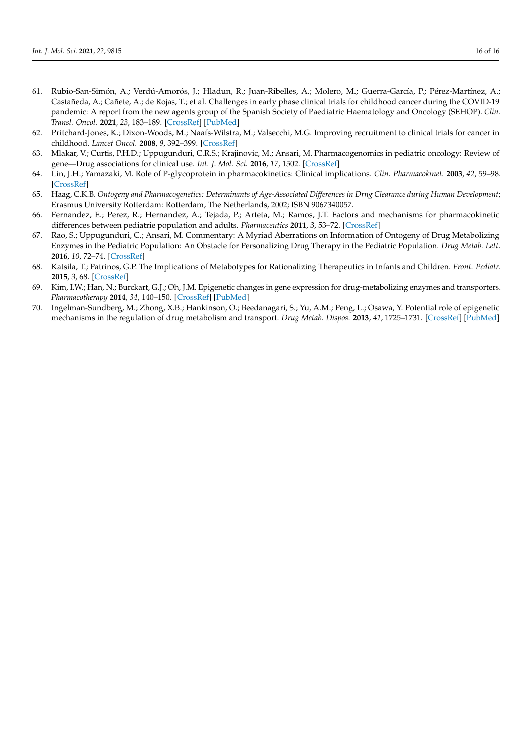61. Rubio-San-Simón, A.; Verdú-Amorós, J.; Hladun, R.; Juan-Ribelles, A.; Molero, M.; Guerra-García, P.; Pérez-Martínez, A.; Castañeda, A.; Cañete, A.; de Rojas, T.; et al. Challenges in early phase clinical trials for childhood cancer during the COVID-19 pandemic: A report from the new agents group of the Spanish Society of Paediatric Haematology and Oncology (SEHOP). *Clin. Transl. Oncol.* **2021**, *23*, 183–189. [CrossRef] [PubMed]
62. Pritchard-Jones, K.; Dixon-Woods, M.; Naafs-Wilstra, M.; Valsecchi, M.G. Improving recruitment to clinical trials for cancer in childhood. *Lancet Oncol.* **2008**, *9*, 392–399. [CrossRef]
63. Mlakar, V.; Curtis, P.H.D.; Uppugunduri, C.R.S.; Krajinovic, M.; Ansari, M. Pharmacogenomics in pediatric oncology: Review of gene—Drug associations for clinical use. *Int. J. Mol. Sci.* **2016**, *17*, 1502. [CrossRef]
64. Lin, J.H.; Yamazaki, M. Role of P-glycoprotein in pharmacokinetics: Clinical implications. *Clin. Pharmacokinet.* **2003**, *42*, 59–98. [CrossRef]
65. Haag, C.K.B. *Ontogeny and Pharmacogenetics: Determinants of Age-Associated Differences in Drng Clearance during Human Development*; Erasmus University Rotterdam: Rotterdam, The Netherlands, 2002; ISBN 9067340057.
66. Fernandez, E.; Perez, R.; Hernandez, A.; Tejada, P.; Arteta, M.; Ramos, J.T. Factors and mechanisms for pharmacokinetic differences between pediatrie population and adults. *Pharmaceutics* **2011**, *3*, 53–72. [CrossRef]
67. Rao, S.; Uppugunduri, C.; Ansari, M. Commentary: A Myriad Aberrations on Information of Ontogeny of Drug Metabolizing Enzymes in the Pediatric Population: An Obstacle for Personalizing Drug Therapy in the Pediatric Population. *Drug Metab. Lett.* **2016**, *10*, 72–74. [CrossRef]
68. Katsila, T.; Patrinos, G.P. The Implications of Metabotypes for Rationalizing Therapeutics in Infants and Children. *Front. Pediatr.* **2015**, *3*, 68. [CrossRef]
69. Kim, I.W.; Han, N.; Burckart, G.J.; Oh, J.M. Epigenetic changes in gene expression for drug-metabolizing enzymes and transporters. *Pharmacotherapy* **2014**, *34*, 140–150. [CrossRef] [PubMed]
70. Ingelman-Sundberg, M.; Zhong, X.B.; Hankinson, O.; Beedanagari, S.; Yu, A.M.; Peng, L.; Osawa, Y. Potential role of epigenetic mechanisms in the regulation of drug metabolism and transport. *Drug Metab. Dispos.* **2013**, *41*, 1725–1731. [CrossRef] [PubMed]